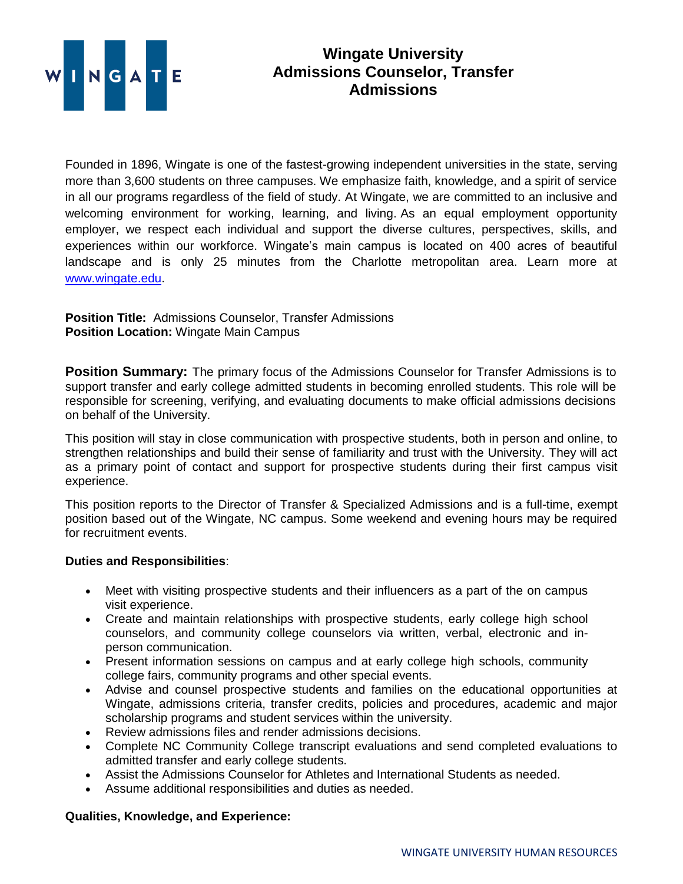# Wingate University
# Admissions Counselor, Transfer Admissions

Founded in 1896, Wingate is one of the fastest-growing independent universities in the state, serving more than 3,600 students on three campuses. We emphasize faith, knowledge, and a spirit of service in all our programs regardless of the field of study. At Wingate, we are committed to an inclusive and welcoming environment for working, learning, and living. As an equal employment opportunity employer, we respect each individual and support the diverse cultures, perspectives, skills, and experiences within our workforce. Wingate's main campus is located on 400 acres of beautiful landscape and is only 25 minutes from the Charlotte metropolitan area. Learn more at [www.wingate.edu](http://www.wingate.edu).

**Position Title:** Admissions Counselor, Transfer Admissions
**Position Location:** Wingate Main Campus

**Position Summary:** The primary focus of the Admissions Counselor for Transfer Admissions is to support transfer and early college admitted students in becoming enrolled students. This role will be responsible for screening, verifying, and evaluating documents to make official admissions decisions on behalf of the University.

This position will stay in close communication with prospective students, both in person and online, to strengthen relationships and build their sense of familiarity and trust with the University. They will act as a primary point of contact and support for prospective students during their first campus visit experience.

This position reports to the Director of Transfer & Specialized Admissions and is a full-time, exempt position based out of the Wingate, NC campus. Some weekend and evening hours may be required for recruitment events.

**Duties and Responsibilities**:

- Meet with visiting prospective students and their influencers as a part of the on campus visit experience.
- Create and maintain relationships with prospective students, early college high school counselors, and community college counselors via written, verbal, electronic and in-person communication.
- Present information sessions on campus and at early college high schools, community college fairs, community programs and other special events.
- Advise and counsel prospective students and families on the educational opportunities at Wingate, admissions criteria, transfer credits, policies and procedures, academic and major scholarship programs and student services within the university.
- Review admissions files and render admissions decisions.
- Complete NC Community College transcript evaluations and send completed evaluations to admitted transfer and early college students.
- Assist the Admissions Counselor for Athletes and International Students as needed.
- Assume additional responsibilities and duties as needed.

**Qualities, Knowledge, and Experience:**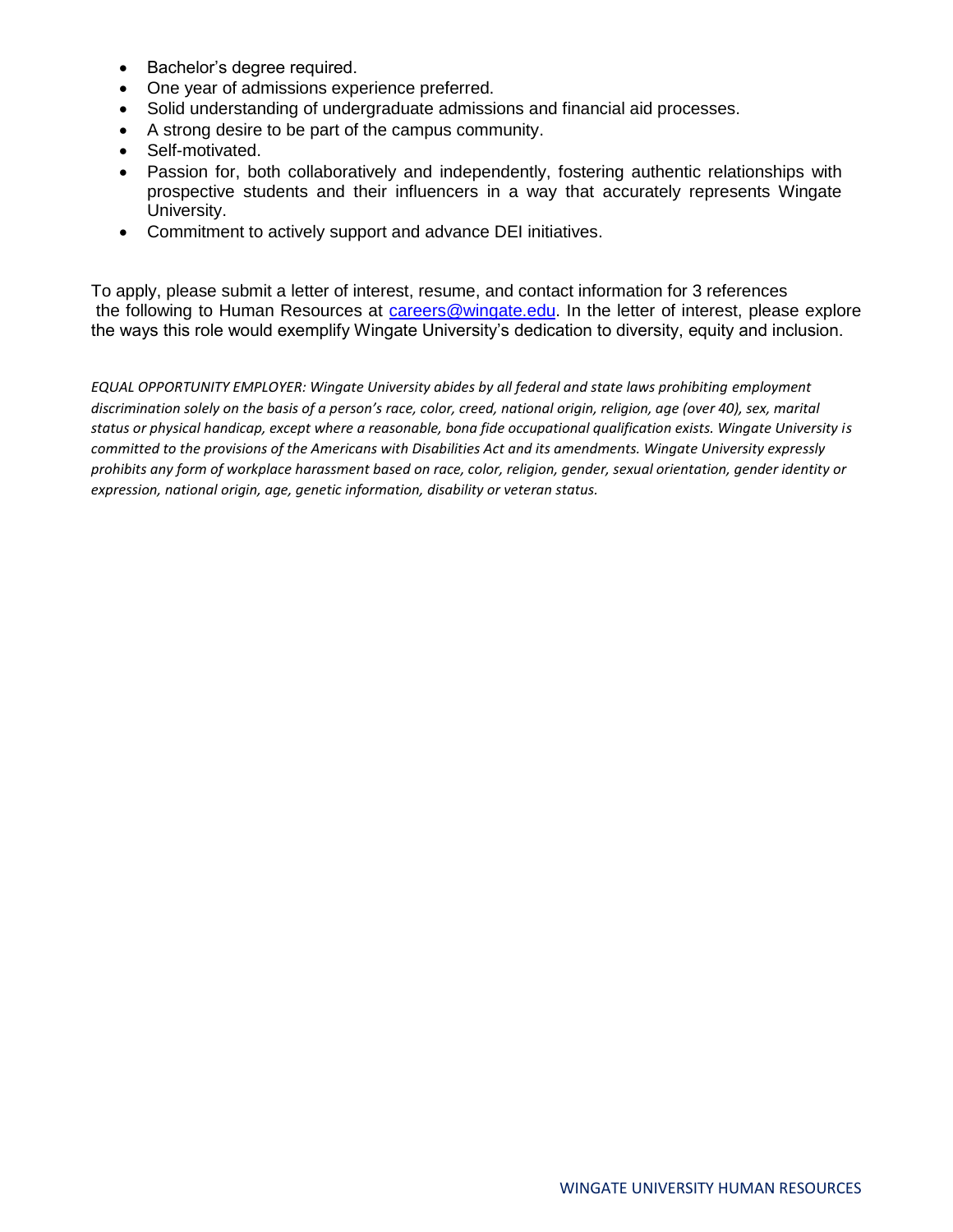- Bachelor's degree required.
- One year of admissions experience preferred.
- Solid understanding of undergraduate admissions and financial aid processes.
- A strong desire to be part of the campus community.
- Self-motivated.
- Passion for, both collaboratively and independently, fostering authentic relationships with prospective students and their influencers in a way that accurately represents Wingate University.
- Commitment to actively support and advance DEI initiatives.

To apply, please submit a letter of interest, resume, and contact information for 3 references the following to Human Resources at careers@wingate.edu. In the letter of interest, please explore the ways this role would exemplify Wingate University's dedication to diversity, equity and inclusion.

*EQUAL OPPORTUNITY EMPLOYER: Wingate University abides by all federal and state laws prohibiting employment discrimination solely on the basis of a person's race, color, creed, national origin, religion, age (over 40), sex, marital status or physical handicap, except where a reasonable, bona fide occupational qualification exists. Wingate University is committed to the provisions of the Americans with Disabilities Act and its amendments. Wingate University expressly prohibits any form of workplace harassment based on race, color, religion, gender, sexual orientation, gender identity or expression, national origin, age, genetic information, disability or veteran status.*